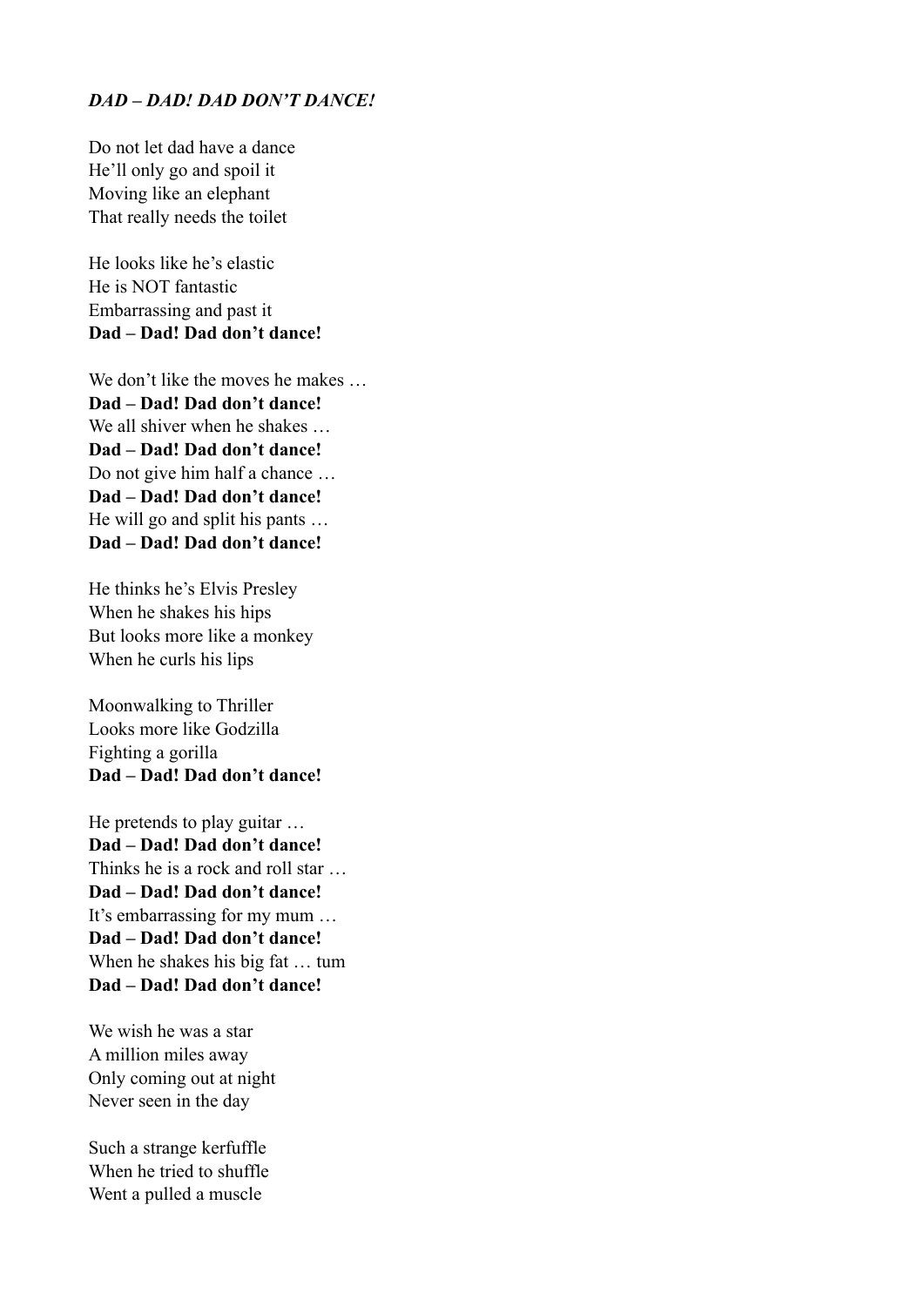***DAD – DAD! DAD DON'T DANCE!***

Do not let dad have a dance
He'll only go and spoil it
Moving like an elephant
That really needs the toilet

He looks like he's elastic
He is NOT fantastic
Embarrassing and past it
**Dad – Dad! Dad don't dance!**

We don't like the moves he makes …
**Dad – Dad! Dad don't dance!**
We all shiver when he shakes …
**Dad – Dad! Dad don't dance!**
Do not give him half a chance …
**Dad – Dad! Dad don't dance!**
He will go and split his pants …
**Dad – Dad! Dad don't dance!**

He thinks he's Elvis Presley
When he shakes his hips
But looks more like a monkey
When he curls his lips

Moonwalking to Thriller
Looks more like Godzilla
Fighting a gorilla
**Dad – Dad! Dad don't dance!**

He pretends to play guitar …
**Dad – Dad! Dad don't dance!**
Thinks he is a rock and roll star …
**Dad – Dad! Dad don't dance!**
It's embarrassing for my mum …
**Dad – Dad! Dad don't dance!**
When he shakes his big fat … tum
**Dad – Dad! Dad don't dance!**

We wish he was a star
A million miles away
Only coming out at night
Never seen in the day

Such a strange kerfuffle
When he tried to shuffle
Went a pulled a muscle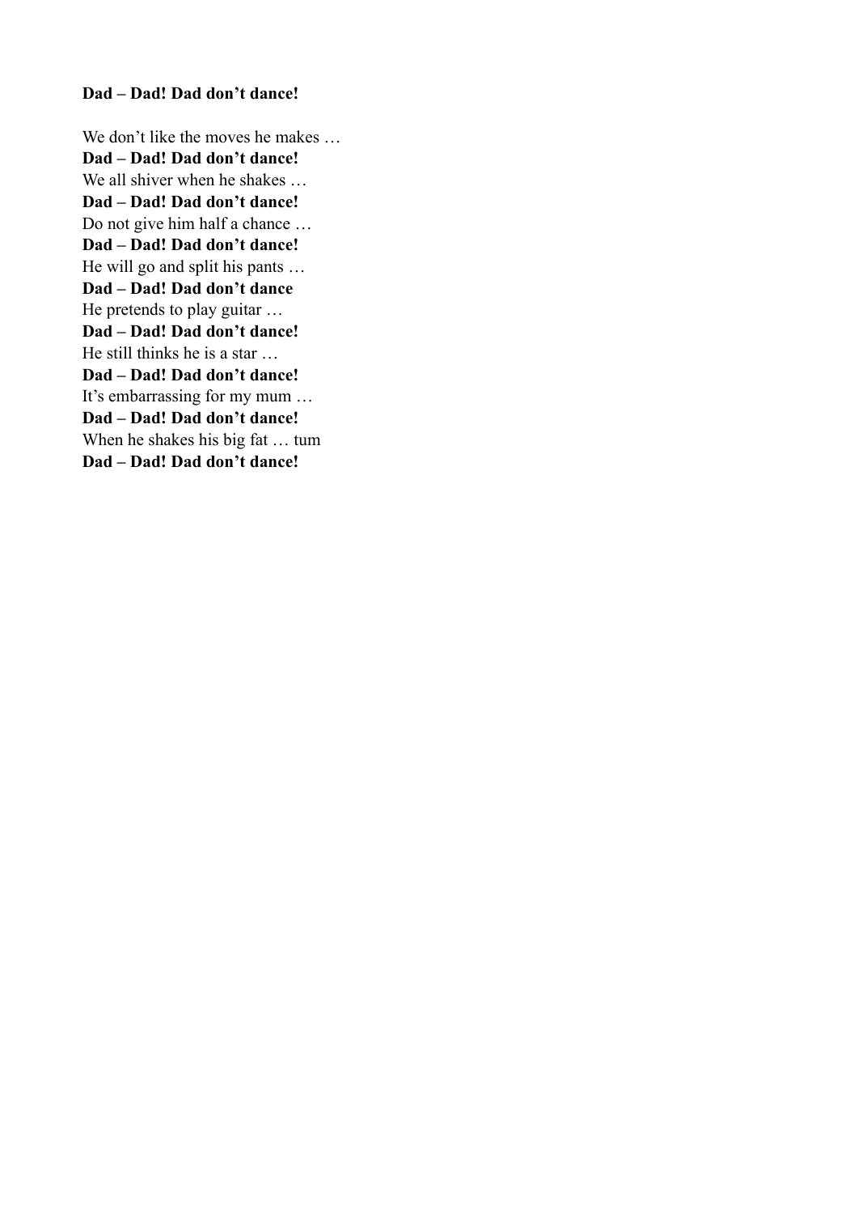**Dad – Dad! Dad don't dance!**

We don't like the moves he makes …
**Dad – Dad! Dad don't dance!**
We all shiver when he shakes …
**Dad – Dad! Dad don't dance!**
Do not give him half a chance …
**Dad – Dad! Dad don't dance!**
He will go and split his pants …
**Dad – Dad! Dad don't dance**
He pretends to play guitar …
**Dad – Dad! Dad don't dance!**
He still thinks he is a star …
**Dad – Dad! Dad don't dance!**
It's embarrassing for my mum …
**Dad – Dad! Dad don't dance!**
When he shakes his big fat … tum
**Dad – Dad! Dad don't dance!**